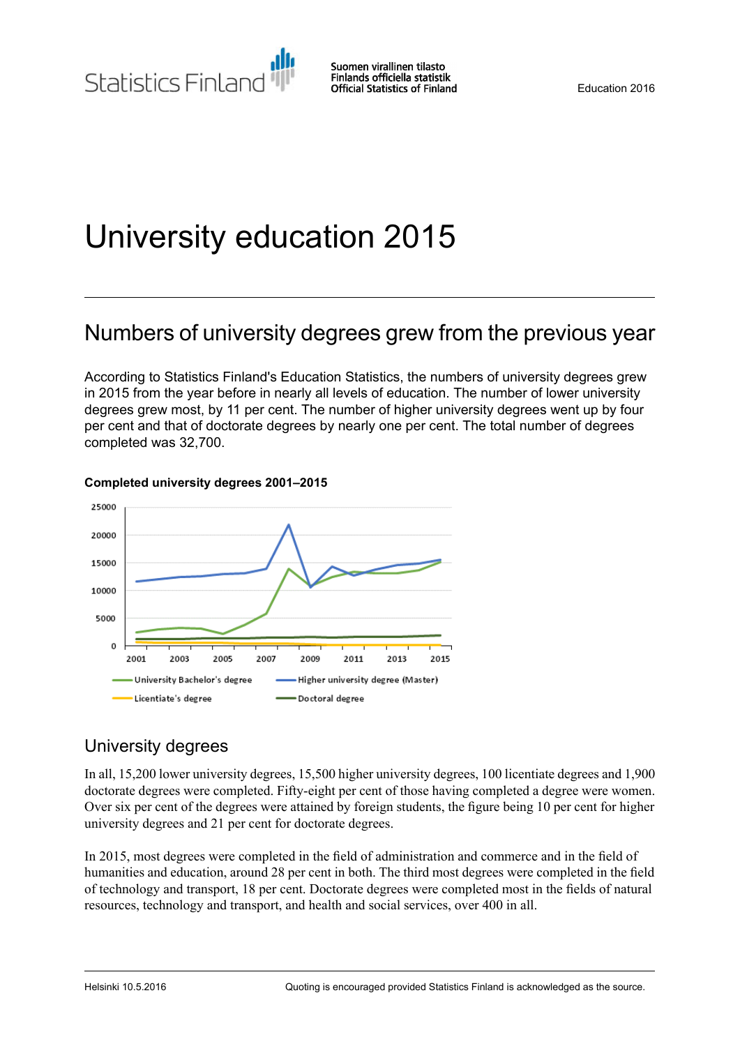Statistics Finland

Suomen virallinen tilasto
Finlands officiella statistik
Official Statistics of Finland

Education 2016

# University education 2015

## Numbers of university degrees grew from the previous year

According to Statistics Finland's Education Statistics, the numbers of university degrees grew in 2015 from the year before in nearly all levels of education. The number of lower university degrees grew most, by 11 per cent. The number of higher university degrees went up by four per cent and that of doctorate degrees by nearly one per cent. The total number of degrees completed was 32,700.

**Completed university degrees 2001–2015**

## University degrees

In all, 15,200 lower university degrees, 15,500 higher university degrees, 100 licentiate degrees and 1,900 doctorate degrees were completed. Fifty-eight per cent of those having completed a degree were women. Over six per cent of the degrees were attained by foreign students, the figure being 10 per cent for higher university degrees and 21 per cent for doctorate degrees.

In 2015, most degrees were completed in the field of administration and commerce and in the field of humanities and education, around 28 per cent in both. The third most degrees were completed in the field of technology and transport, 18 per cent. Doctorate degrees were completed most in the fields of natural resources, technology and transport, and health and social services, over 400 in all.

Helsinki 10.5.2016

Quoting is encouraged provided Statistics Finland is acknowledged as the source.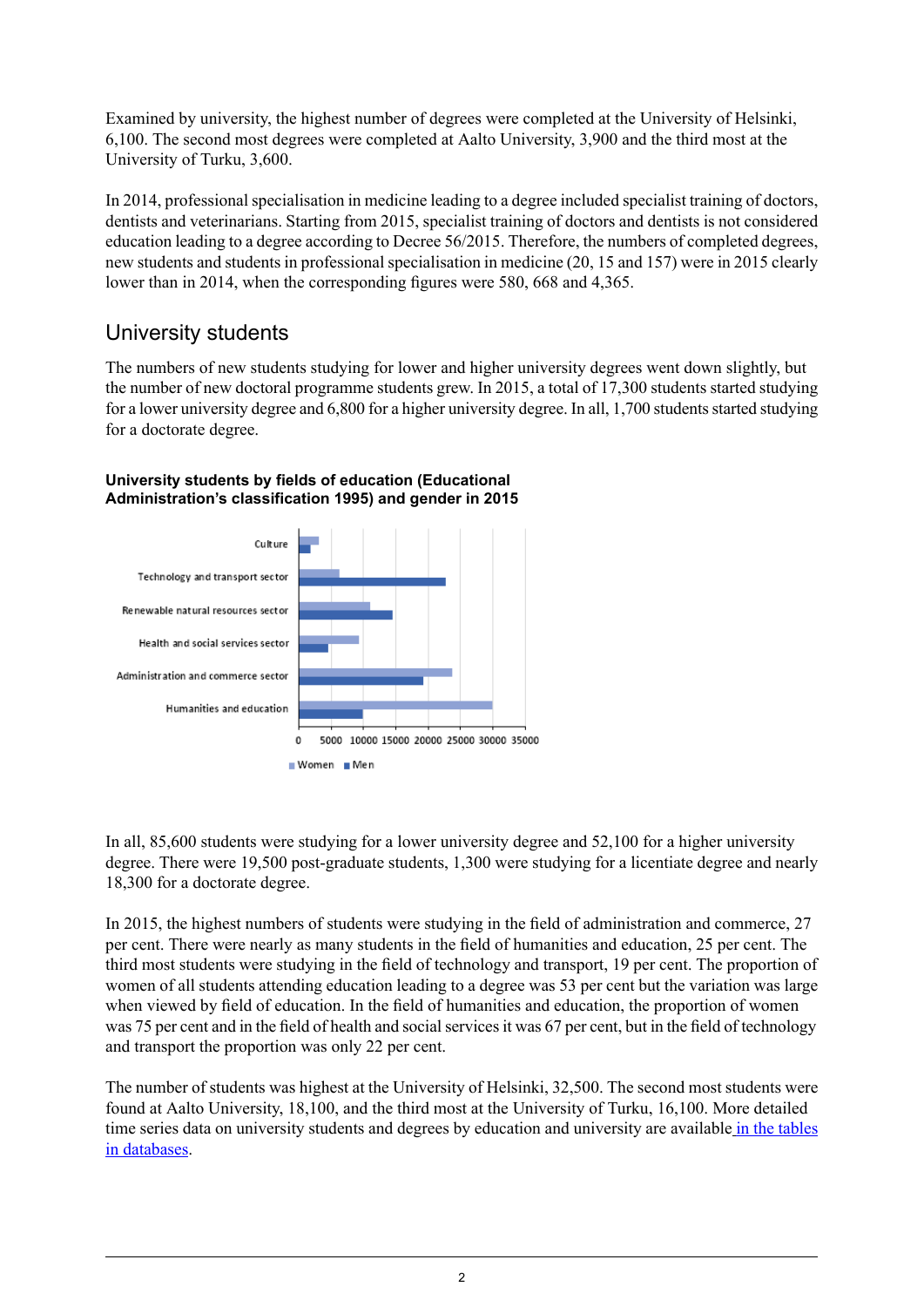Examined by university, the highest number of degrees were completed at the University of Helsinki, 6,100. The second most degrees were completed at Aalto University, 3,900 and the third most at the University of Turku, 3,600.

In 2014, professional specialisation in medicine leading to a degree included specialist training of doctors, dentists and veterinarians. Starting from 2015, specialist training of doctors and dentists is not considered education leading to a degree according to Decree 56/2015. Therefore, the numbers of completed degrees, new students and students in professional specialisation in medicine (20, 15 and 157) were in 2015 clearly lower than in 2014, when the corresponding figures were 580, 668 and 4,365.

## University students

The numbers of new students studying for lower and higher university degrees went down slightly, but the number of new doctoral programme students grew. In 2015, a total of 17,300 students started studying for a lower university degree and 6,800 for a higher university degree. In all, 1,700 students started studying for a doctorate degree.

**University students by fields of education (Educational Administration's classification 1995) and gender in 2015**

In all, 85,600 students were studying for a lower university degree and 52,100 for a higher university degree. There were 19,500 post-graduate students, 1,300 were studying for a licentiate degree and nearly 18,300 for a doctorate degree.

In 2015, the highest numbers of students were studying in the field of administration and commerce, 27 per cent. There were nearly as many students in the field of humanities and education, 25 per cent. The third most students were studying in the field of technology and transport, 19 per cent. The proportion of women of all students attending education leading to a degree was 53 per cent but the variation was large when viewed by field of education. In the field of humanities and education, the proportion of women was 75 per cent and in the field of health and social services it was 67 per cent, but in the field of technology and transport the proportion was only 22 per cent.

The number of students was highest at the University of Helsinki, 32,500. The second most students were found at Aalto University, 18,100, and the third most at the University of Turku, 16,100. More detailed time series data on university students and degrees by education and university are available in the tables in databases.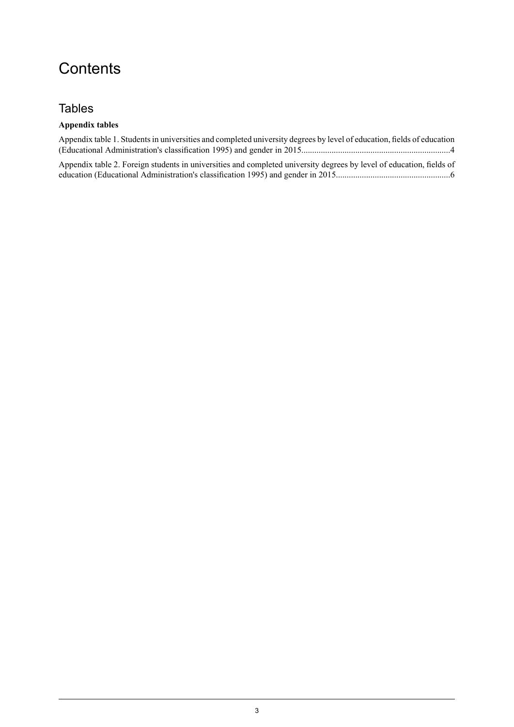# Contents

## Tables

**Appendix tables**

Appendix table 1. Students in universities and completed university degrees by level of education, fields of education (Educational Administration's classification 1995) and gender in 2015....................................................................4

Appendix table 2. Foreign students in universities and completed university degrees by level of education, fields of education (Educational Administration's classification 1995) and gender in 2015.....................................................6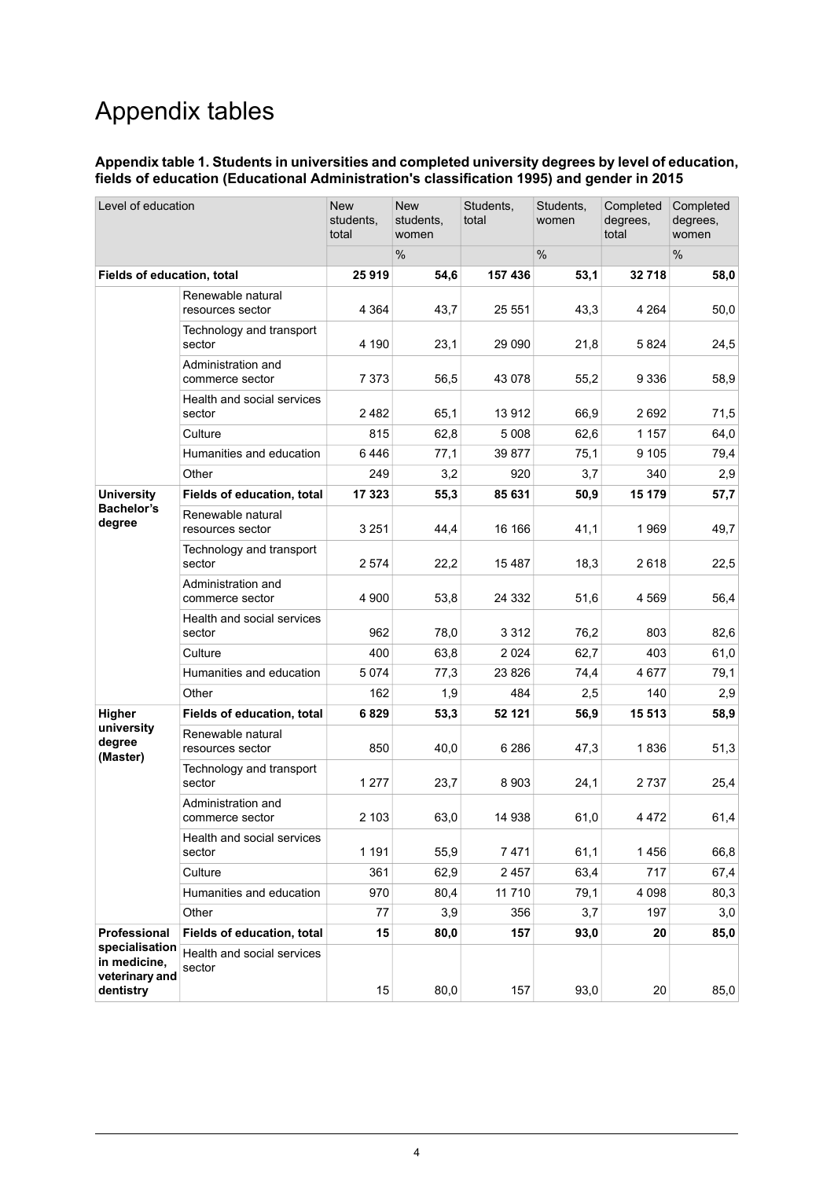# Appendix tables

**Appendix table 1. Students in universities and completed university degrees by level of education, fields of education (Educational Administration's classification 1995) and gender in 2015**

| Level of education | | New students, total | New students, women | Students, total | Students, women | Completed degrees, total | Completed degrees, women |
|---|---|---|---|---|---|---|---|
| | | | % | | % | | % |
| **Fields of education, total** | | **25 919** | **54,6** | **157 436** | **53,1** | **32 718** | **58,0** |
| | Renewable natural resources sector | 4 364 | 43,7 | 25 551 | 43,3 | 4 264 | 50,0 |
| | Technology and transport sector | 4 190 | 23,1 | 29 090 | 21,8 | 5 824 | 24,5 |
| | Administration and commerce sector | 7 373 | 56,5 | 43 078 | 55,2 | 9 336 | 58,9 |
| | Health and social services sector | 2 482 | 65,1 | 13 912 | 66,9 | 2 692 | 71,5 |
| | Culture | 815 | 62,8 | 5 008 | 62,6 | 1 157 | 64,0 |
| | Humanities and education | 6 446 | 77,1 | 39 877 | 75,1 | 9 105 | 79,4 |
| | Other | 249 | 3,2 | 920 | 3,7 | 340 | 2,9 |
| **University Bachelor's degree** | **Fields of education, total** | **17 323** | **55,3** | **85 631** | **50,9** | **15 179** | **57,7** |
| | Renewable natural resources sector | 3 251 | 44,4 | 16 166 | 41,1 | 1 969 | 49,7 |
| | Technology and transport sector | 2 574 | 22,2 | 15 487 | 18,3 | 2 618 | 22,5 |
| | Administration and commerce sector | 4 900 | 53,8 | 24 332 | 51,6 | 4 569 | 56,4 |
| | Health and social services sector | 962 | 78,0 | 3 312 | 76,2 | 803 | 82,6 |
| | Culture | 400 | 63,8 | 2 024 | 62,7 | 403 | 61,0 |
| | Humanities and education | 5 074 | 77,3 | 23 826 | 74,4 | 4 677 | 79,1 |
| | Other | 162 | 1,9 | 484 | 2,5 | 140 | 2,9 |
| **Higher university degree (Master)** | **Fields of education, total** | **6 829** | **53,3** | **52 121** | **56,9** | **15 513** | **58,9** |
| | Renewable natural resources sector | 850 | 40,0 | 6 286 | 47,3 | 1 836 | 51,3 |
| | Technology and transport sector | 1 277 | 23,7 | 8 903 | 24,1 | 2 737 | 25,4 |
| | Administration and commerce sector | 2 103 | 63,0 | 14 938 | 61,0 | 4 472 | 61,4 |
| | Health and social services sector | 1 191 | 55,9 | 7 471 | 61,1 | 1 456 | 66,8 |
| | Culture | 361 | 62,9 | 2 457 | 63,4 | 717 | 67,4 |
| | Humanities and education | 970 | 80,4 | 11 710 | 79,1 | 4 098 | 80,3 |
| | Other | 77 | 3,9 | 356 | 3,7 | 197 | 3,0 |
| **Professional specialisation in medicine, veterinary and dentistry** | **Fields of education, total** | **15** | **80,0** | **157** | **93,0** | **20** | **85,0** |
| | Health and social services sector | 15 | 80,0 | 157 | 93,0 | 20 | 85,0 |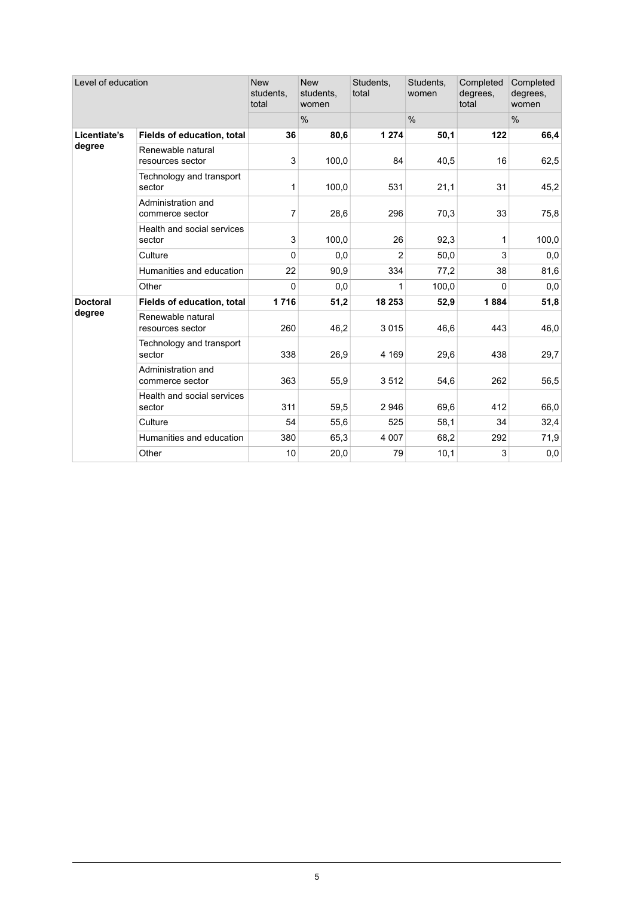| Level of education | | New students, total | New students, women | Students, total | Students, women | Completed degrees, total | Completed degrees, women |
|---|---|---|---|---|---|---|---|
| | | | % | | % | | % |
| **Licentiate's degree** | **Fields of education, total** | **36** | **80,6** | **1 274** | **50,1** | **122** | **66,4** |
| | Renewable natural resources sector | 3 | 100,0 | 84 | 40,5 | 16 | 62,5 |
| | Technology and transport sector | 1 | 100,0 | 531 | 21,1 | 31 | 45,2 |
| | Administration and commerce sector | 7 | 28,6 | 296 | 70,3 | 33 | 75,8 |
| | Health and social services sector | 3 | 100,0 | 26 | 92,3 | 1 | 100,0 |
| | Culture | 0 | 0,0 | 2 | 50,0 | 3 | 0,0 |
| | Humanities and education | 22 | 90,9 | 334 | 77,2 | 38 | 81,6 |
| | Other | 0 | 0,0 | 1 | 100,0 | 0 | 0,0 |
| **Doctoral degree** | **Fields of education, total** | **1 716** | **51,2** | **18 253** | **52,9** | **1 884** | **51,8** |
| | Renewable natural resources sector | 260 | 46,2 | 3 015 | 46,6 | 443 | 46,0 |
| | Technology and transport sector | 338 | 26,9 | 4 169 | 29,6 | 438 | 29,7 |
| | Administration and commerce sector | 363 | 55,9 | 3 512 | 54,6 | 262 | 56,5 |
| | Health and social services sector | 311 | 59,5 | 2 946 | 69,6 | 412 | 66,0 |
| | Culture | 54 | 55,6 | 525 | 58,1 | 34 | 32,4 |
| | Humanities and education | 380 | 65,3 | 4 007 | 68,2 | 292 | 71,9 |
| | Other | 10 | 20,0 | 79 | 10,1 | 3 | 0,0 |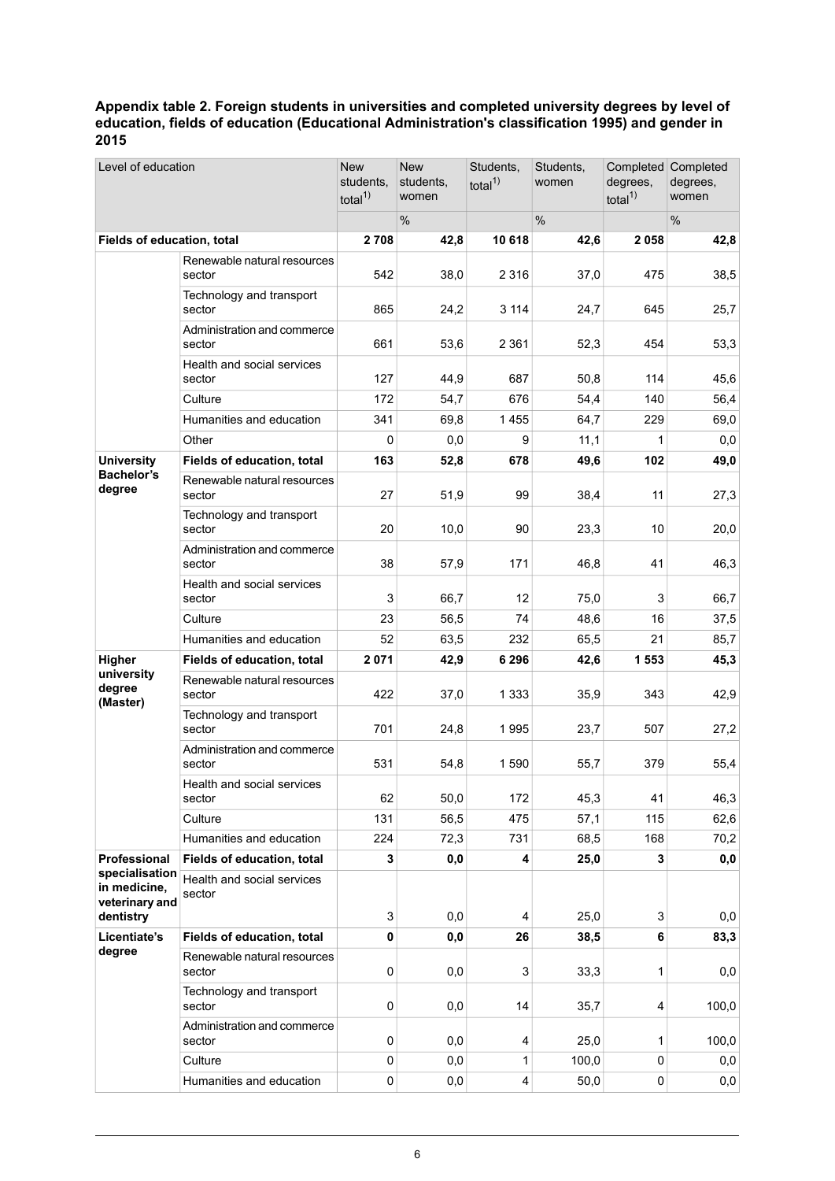### Appendix table 2. Foreign students in universities and completed university degrees by level of education, fields of education (Educational Administration's classification 1995) and gender in 2015

| Level of education | | New students, total[1)] | New students, women | Students, total[1)] | Students, women | Completed degrees, total[1)] | Completed degrees, women |
|---|---|---|---|---|---|---|---|
| | | | % | | % | | % |
| **Fields of education, total** | | **2 708** | **42,8** | **10 618** | **42,6** | **2 058** | **42,8** |
| | Renewable natural resources sector | 542 | 38,0 | 2 316 | 37,0 | 475 | 38,5 |
| | Technology and transport sector | 865 | 24,2 | 3 114 | 24,7 | 645 | 25,7 |
| | Administration and commerce sector | 661 | 53,6 | 2 361 | 52,3 | 454 | 53,3 |
| | Health and social services sector | 127 | 44,9 | 687 | 50,8 | 114 | 45,6 |
| | Culture | 172 | 54,7 | 676 | 54,4 | 140 | 56,4 |
| | Humanities and education | 341 | 69,8 | 1 455 | 64,7 | 229 | 69,0 |
| | Other | 0 | 0,0 | 9 | 11,1 | 1 | 0,0 |
| **University Bachelor's degree** | **Fields of education, total** | **163** | **52,8** | **678** | **49,6** | **102** | **49,0** |
| | Renewable natural resources sector | 27 | 51,9 | 99 | 38,4 | 11 | 27,3 |
| | Technology and transport sector | 20 | 10,0 | 90 | 23,3 | 10 | 20,0 |
| | Administration and commerce sector | 38 | 57,9 | 171 | 46,8 | 41 | 46,3 |
| | Health and social services sector | 3 | 66,7 | 12 | 75,0 | 3 | 66,7 |
| | Culture | 23 | 56,5 | 74 | 48,6 | 16 | 37,5 |
| | Humanities and education | 52 | 63,5 | 232 | 65,5 | 21 | 85,7 |
| **Higher university degree (Master)** | **Fields of education, total** | **2 071** | **42,9** | **6 296** | **42,6** | **1 553** | **45,3** |
| | Renewable natural resources sector | 422 | 37,0 | 1 333 | 35,9 | 343 | 42,9 |
| | Technology and transport sector | 701 | 24,8 | 1 995 | 23,7 | 507 | 27,2 |
| | Administration and commerce sector | 531 | 54,8 | 1 590 | 55,7 | 379 | 55,4 |
| | Health and social services sector | 62 | 50,0 | 172 | 45,3 | 41 | 46,3 |
| | Culture | 131 | 56,5 | 475 | 57,1 | 115 | 62,6 |
| | Humanities and education | 224 | 72,3 | 731 | 68,5 | 168 | 70,2 |
| **Professional specialisation in medicine, veterinary and dentistry** | **Fields of education, total** | **3** | **0,0** | **4** | **25,0** | **3** | **0,0** |
| | Health and social services sector | 3 | 0,0 | 4 | 25,0 | 3 | 0,0 |
| **Licentiate's degree** | **Fields of education, total** | **0** | **0,0** | **26** | **38,5** | **6** | **83,3** |
| | Renewable natural resources sector | 0 | 0,0 | 3 | 33,3 | 1 | 0,0 |
| | Technology and transport sector | 0 | 0,0 | 14 | 35,7 | 4 | 100,0 |
| | Administration and commerce sector | 0 | 0,0 | 4 | 25,0 | 1 | 100,0 |
| | Culture | 0 | 0,0 | 1 | 100,0 | 0 | 0,0 |
| | Humanities and education | 0 | 0,0 | 4 | 50,0 | 0 | 0,0 |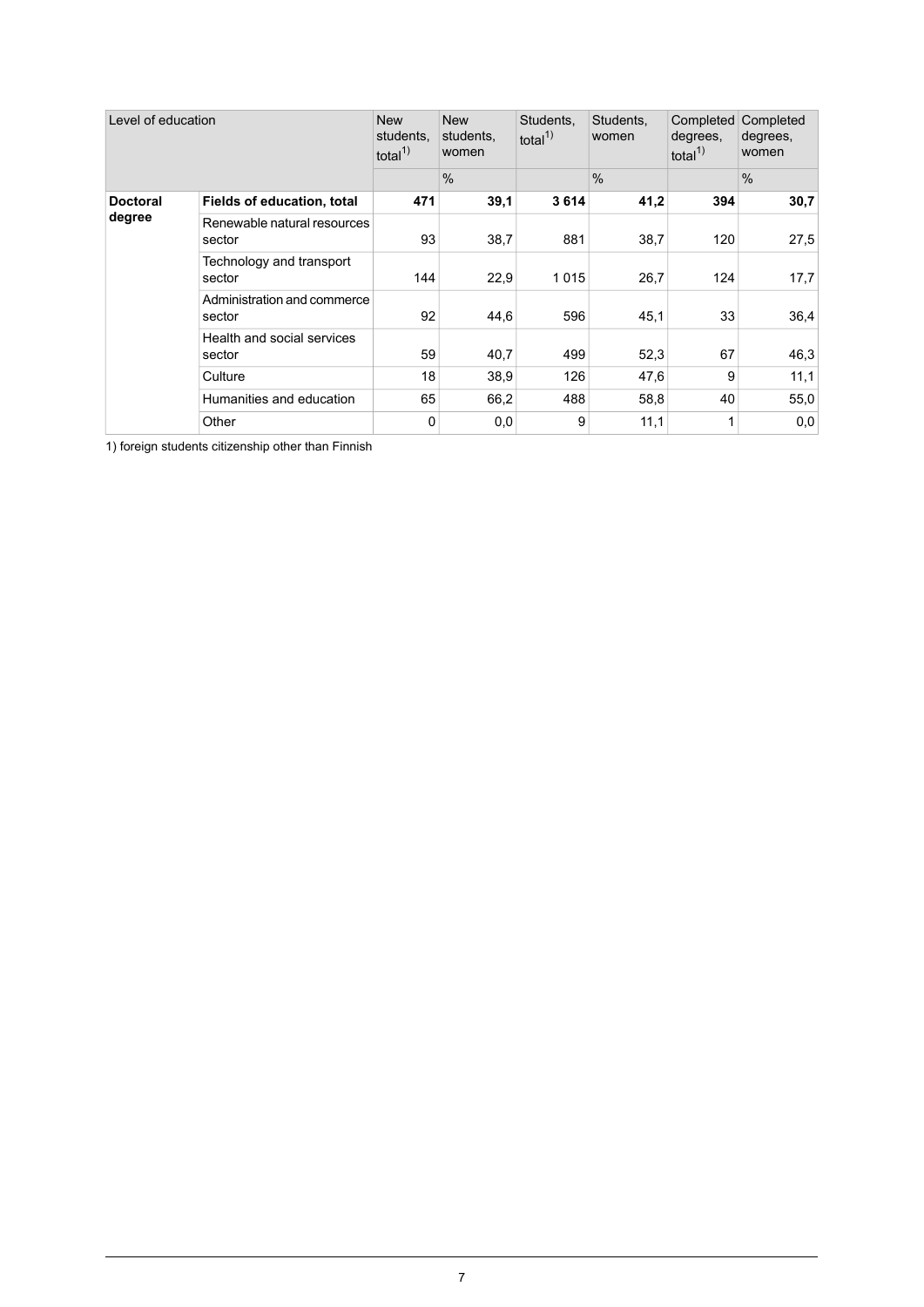| Level of education | | New students, total[1)] | New students, women | Students, total[1)] | Students, women | Completed degrees, total[1)] | Completed degrees, women |
|---|---|---|---|---|---|---|---|
| | | | % | | % | | % |
| **Doctoral degree** | **Fields of education, total** | **471** | **39,1** | **3 614** | **41,2** | **394** | **30,7** |
| | Renewable natural resources sector | 93 | 38,7 | 881 | 38,7 | 120 | 27,5 |
| | Technology and transport sector | 144 | 22,9 | 1 015 | 26,7 | 124 | 17,7 |
| | Administration and commerce sector | 92 | 44,6 | 596 | 45,1 | 33 | 36,4 |
| | Health and social services sector | 59 | 40,7 | 499 | 52,3 | 67 | 46,3 |
| | Culture | 18 | 38,9 | 126 | 47,6 | 9 | 11,1 |
| | Humanities and education | 65 | 66,2 | 488 | 58,8 | 40 | 55,0 |
| | Other | 0 | 0,0 | 9 | 11,1 | 1 | 0,0 |

1) foreign students citizenship other than Finnish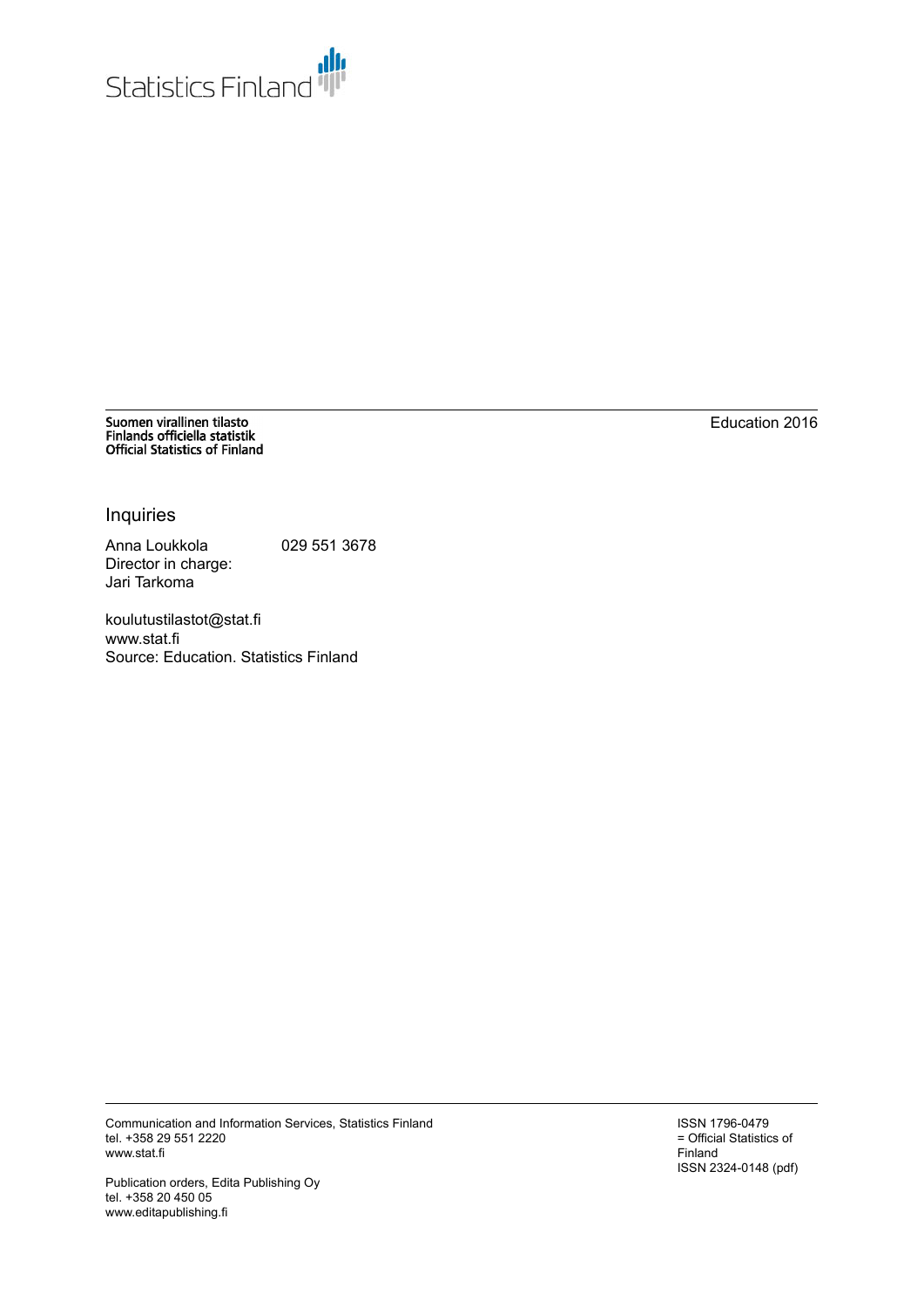Statistics Finland

Suomen virallinen tilasto
Finlands officiella statistik
Official Statistics of Finland

Education 2016

## Inquiries

Anna Loukkola 029 551 3678
Director in charge:
Jari Tarkoma

koulutustilastot@stat.fi
www.stat.fi
Source: Education. Statistics Finland

Communication and Information Services, Statistics Finland
tel. +358 29 551 2220
www.stat.fi

Publication orders, Edita Publishing Oy
tel. +358 20 450 05
www.editapublishing.fi

ISSN 1796-0479
= Official Statistics of Finland
ISSN 2324-0148 (pdf)